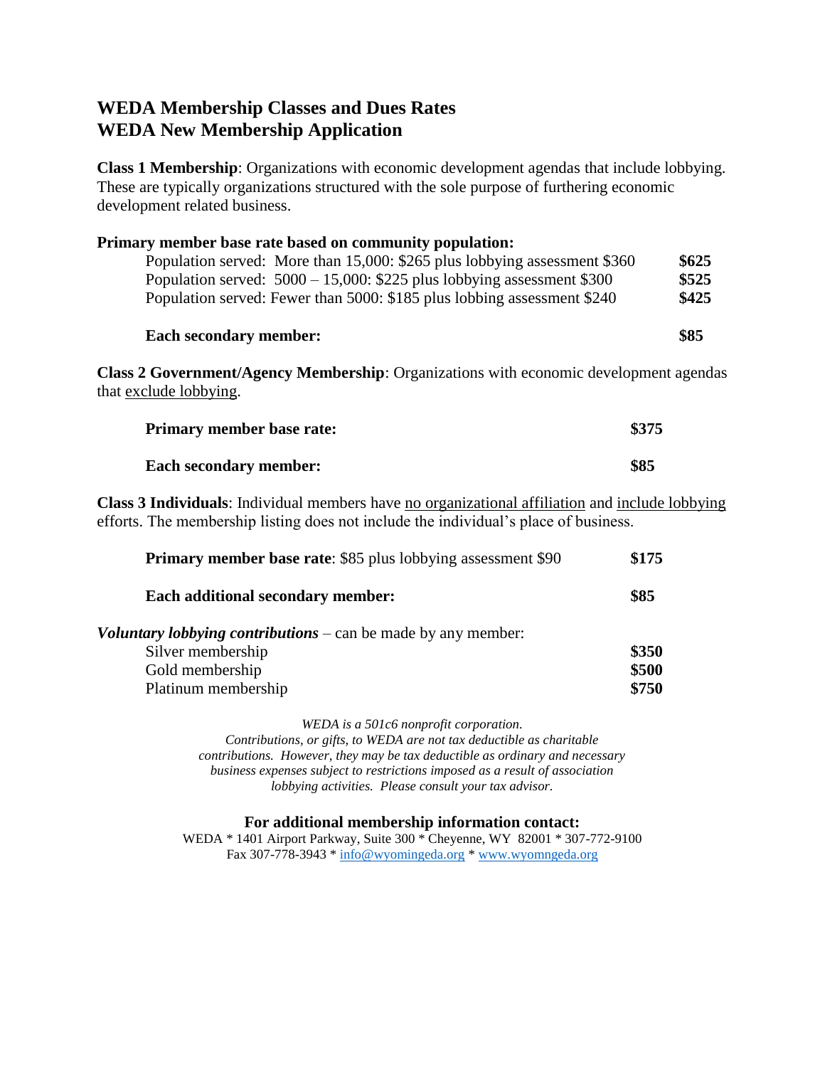# WEDA Membership Classes and Dues Rates
# WEDA New Membership Application

**Class 1 Membership**: Organizations with economic development agendas that include lobbying. These are typically organizations structured with the sole purpose of furthering economic development related business.

**Primary member base rate based on community population:**

| | |
|---|---|
| Population served: More than 15,000: $265 plus lobbying assessment $360 | **$625** |
| Population served: 5000 – 15,000: $225 plus lobbying assessment $300 | **$525** |
| Population served: Fewer than 5000: $185 plus lobbing assessment $240 | **$425** |
| **Each secondary member:** | **$85** |

**Class 2 Government/Agency Membership**: Organizations with economic development agendas that exclude lobbying.

| | |
|---|---|
| **Primary member base rate:** | **$375** |
| **Each secondary member:** | **$85** |

**Class 3 Individuals**: Individual members have no organizational affiliation and include lobbying efforts. The membership listing does not include the individual's place of business.

| | |
|---|---|
| **Primary member base rate**: $85 plus lobbying assessment $90 | **$175** |
| **Each additional secondary member:** | **$85** |

***Voluntary lobbying contributions*** – can be made by any member:

| | |
|---|---|
| Silver membership | **$350** |
| Gold membership | **$500** |
| Platinum membership | **$750** |

*WEDA is a 501c6 nonprofit corporation.*
*Contributions, or gifts, to WEDA are not tax deductible as charitable contributions. However, they may be tax deductible as ordinary and necessary business expenses subject to restrictions imposed as a result of association lobbying activities. Please consult your tax advisor.*

**For additional membership information contact:**

WEDA * 1401 Airport Parkway, Suite 300 * Cheyenne, WY 82001 * 307-772-9100
Fax 307-778-3943 * info@wyomingeda.org * www.wyomngeda.org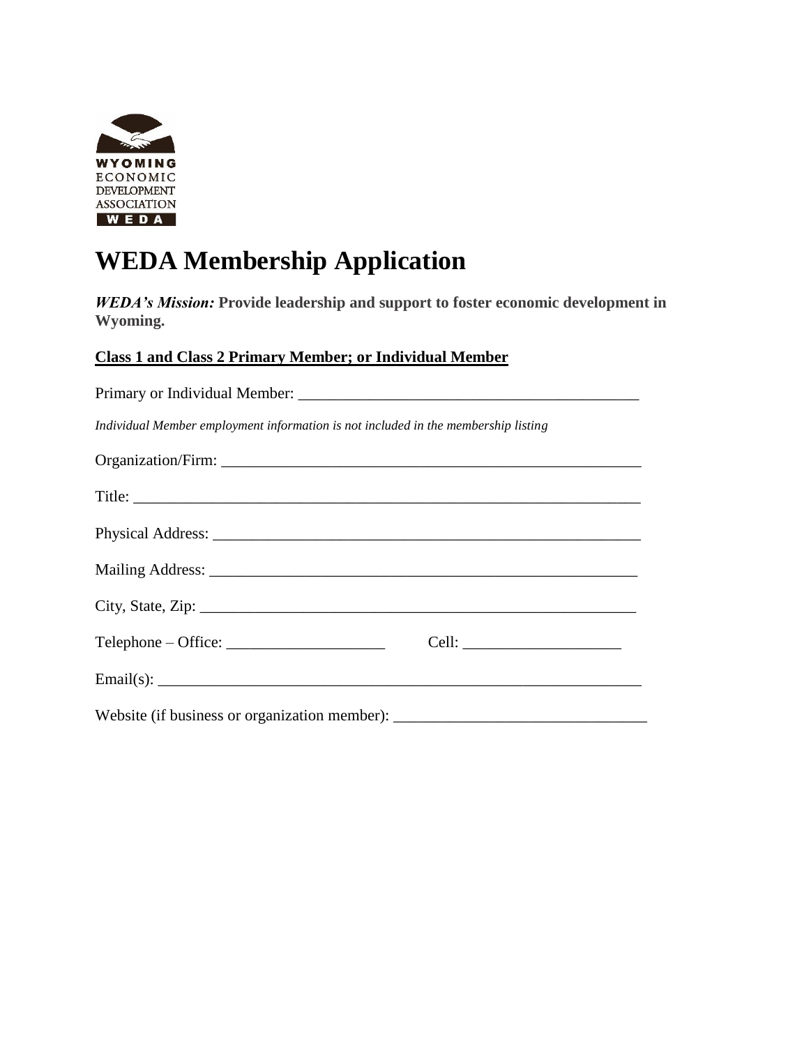WYOMING
ECONOMIC
DEVELOPMENT
ASSOCIATION
WEDA

# WEDA Membership Application

***WEDA's Mission:*** **Provide leadership and support to foster economic development in Wyoming.**

**Class 1 and Class 2 Primary Member; or Individual Member**

Primary or Individual Member: ____________________________________________

*Individual Member employment information is not included in the membership listing*

Organization/Firm: _______________________________________________________

Title: _______________________________________________________________

Physical Address: _______________________________________________________

Mailing Address: _______________________________________________________

City, State, Zip: _______________________________________________________

Telephone – Office: ____________________ Cell: ____________________

Email(s): ____________________________________________________________

Website (if business or organization member): ________________________________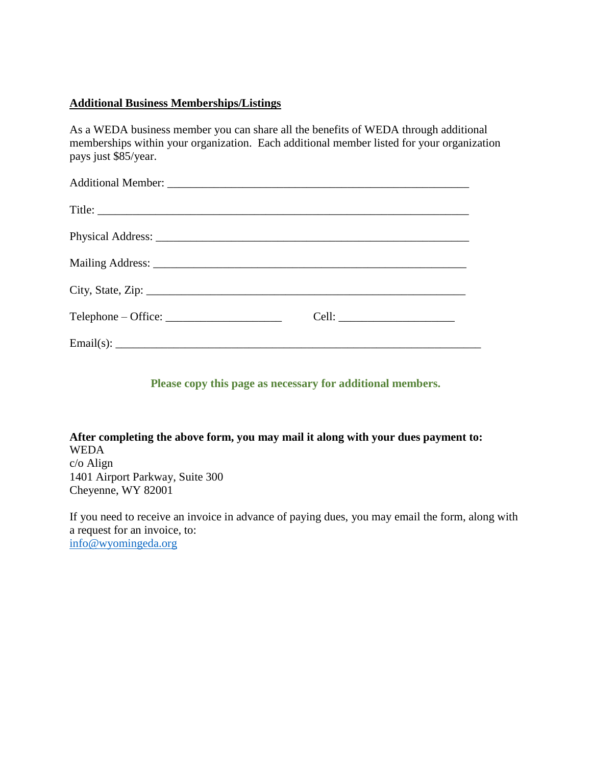**Additional Business Memberships/Listings**

As a WEDA business member you can share all the benefits of WEDA through additional memberships within your organization. Each additional member listed for your organization pays just $85/year.

Additional Member: _______________________________________________________

Title: ________________________________________________________________

Physical Address: _______________________________________________________

Mailing Address: ________________________________________________________

City, State, Zip: ________________________________________________________

Telephone – Office: ____________________ Cell: ____________________

Email(s): _______________________________________________________________

**Please copy this page as necessary for additional members.**

**After completing the above form, you may mail it along with your dues payment to:**
WEDA
c/o Align
1401 Airport Parkway, Suite 300
Cheyenne, WY 82001

If you need to receive an invoice in advance of paying dues, you may email the form, along with a request for an invoice, to:
info@wyomingeda.org